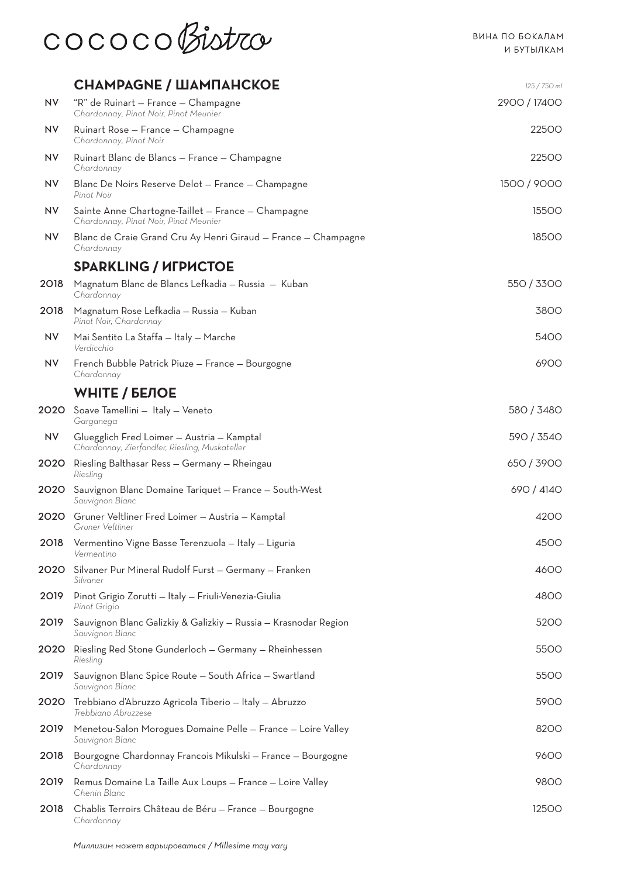# COCOCO Bistro

ВИНА ПО БОКАЛАМ
И БУТЫЛКАМ

## CHAMPAGNE / ШАМПАНСКОЕ

| | | 125 / 750 ml |
|---|---|---|
| NV | "R" de Ruinart — France — Champagne<br>*Chardonnay, Pinot Noir, Pinot Meunier* | 2900 / 17400 |
| NV | Ruinart Rose — France — Champagne<br>*Chardonnay, Pinot Noir* | 22500 |
| NV | Ruinart Blanc de Blancs — France — Champagne<br>*Chardonnay* | 22500 |
| NV | Blanc De Noirs Reserve Delot — France — Champagne<br>*Pinot Noir* | 1500 / 9000 |
| NV | Sainte Anne Chartogne-Taillet — France — Champagne<br>*Chardonnay, Pinot Noir, Pinot Meunier* | 15500 |
| NV | Blanc de Craie Grand Cru Ay Henri Giraud — France — Champagne<br>*Chardonnay* | 18500 |

## SPARKLING / ИГРИСТОЕ

| | | |
|---|---|---|
| 2018 | Magnatum Blanc de Blancs Lefkadia — Russia — Kuban<br>*Chardonnay* | 550 / 3300 |
| 2018 | Magnatum Rose Lefkadia — Russia — Kuban<br>*Pinot Noir, Chardonnay* | 3800 |
| NV | Mai Sentito La Staffa — Italy — Marche<br>*Verdicchio* | 5400 |
| NV | French Bubble Patrick Piuze — France — Bourgogne<br>*Chardonnay* | 6900 |

## WHITE / БЕЛОЕ

| | | |
|---|---|---|
| 2020 | Soave Tamellini — Italy — Veneto<br>*Garganega* | 580 / 3480 |
| NV | Gluegglich Fred Loimer — Austria — Kamptal<br>*Chardonnay, Zierfandler, Riesling, Muskateller* | 590 / 3540 |
| 2020 | Riesling Balthasar Ress — Germany — Rheingau<br>*Riesling* | 650 / 3900 |
| 2020 | Sauvignon Blanc Domaine Tariquet — France — South-West<br>*Sauvignon Blanc* | 690 / 4140 |
| 2020 | Gruner Veltliner Fred Loimer — Austria — Kamptal<br>*Gruner Veltliner* | 4200 |
| 2018 | Vermentino Vigne Basse Terenzuola — Italy — Liguria<br>*Vermentino* | 4500 |
| 2020 | Silvaner Pur Mineral Rudolf Furst — Germany — Franken<br>*Silvaner* | 4600 |
| 2019 | Pinot Grigio Zorutti — Italy — Friuli-Venezia-Giulia<br>*Pinot Grigio* | 4800 |
| 2019 | Sauvignon Blanc Galizkiy & Galizkiy — Russia — Krasnodar Region<br>*Sauvignon Blanc* | 5200 |
| 2020 | Riesling Red Stone Gunderloch — Germany — Rheinhessen<br>*Riesling* | 5500 |
| 2019 | Sauvignon Blanc Spice Route — South Africa — Swartland<br>*Sauvignon Blanc* | 5500 |
| 2020 | Trebbiano d'Abruzzo Agricola Tiberio — Italy — Abruzzo<br>*Trebbiano Abruzzese* | 5900 |
| 2019 | Menetou-Salon Morogues Domaine Pelle — France — Loire Valley<br>*Sauvignon Blanc* | 8200 |
| 2018 | Bourgogne Chardonnay Francois Mikulski — France — Bourgogne<br>*Chardonnay* | 9600 |
| 2019 | Remus Domaine La Taille Aux Loups — France — Loire Valley<br>*Chenin Blanc* | 9800 |
| 2018 | Chablis Terroirs Château de Béru — France — Bourgogne<br>*Chardonnay* | 12500 |

*Миллизим может варьироваться / Millesime may vary*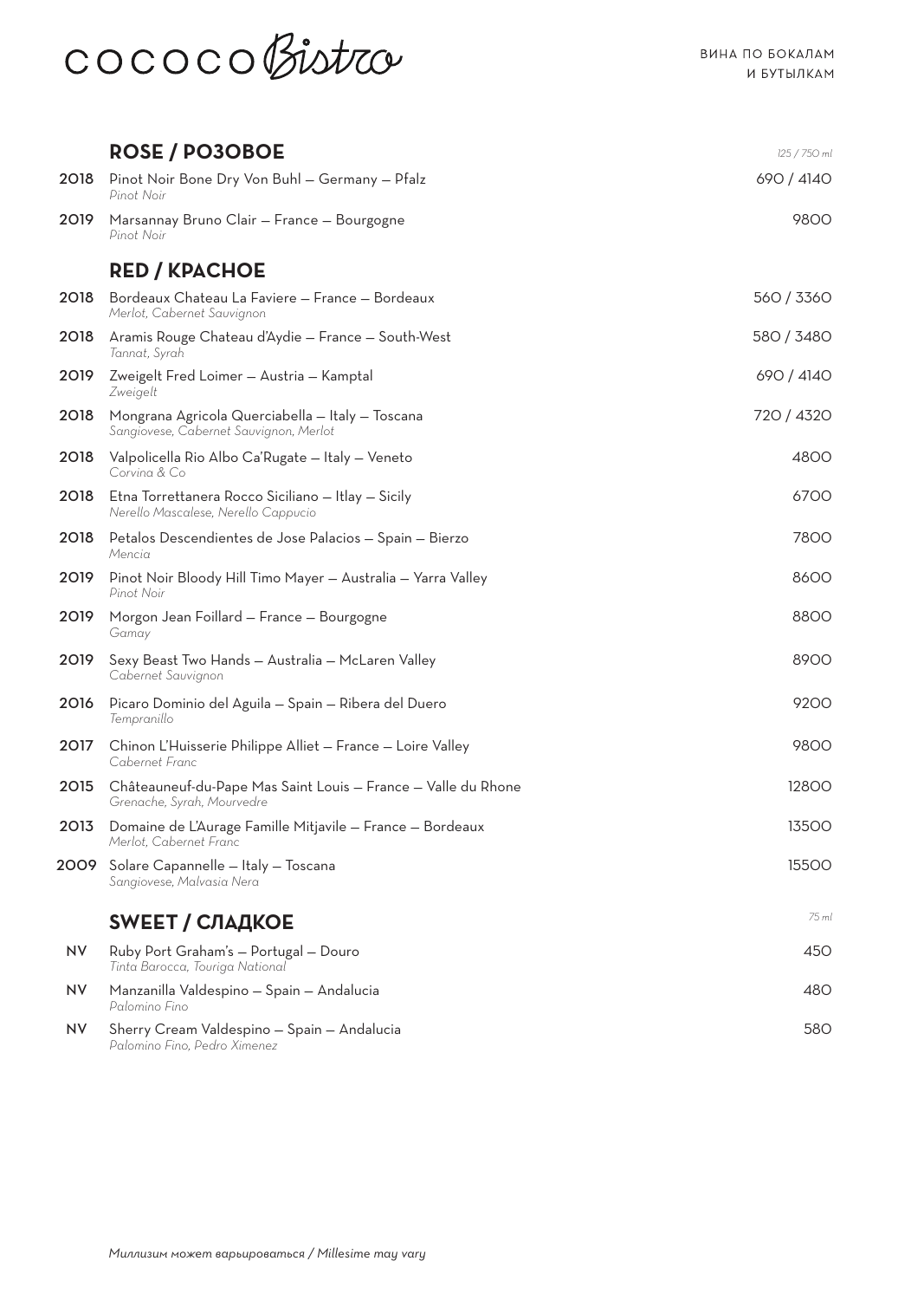# cococo Bistro

ВИНА ПО БОКАЛАМ
И БУТЫЛКАМ

## ROSE / РОЗОВОЕ

| | | *125 / 750 ml* |
|---|---|---|
| **2018** | Pinot Noir Bone Dry Von Buhl — Germany — Pfalz<br>*Pinot Noir* | 690 / 4140 |
| **2019** | Marsannay Bruno Clair — France — Bourgogne<br>*Pinot Noir* | 9800 |

## RED / КРАСНОЕ

| | | |
|---|---|---|
| **2018** | Bordeaux Chateau La Faviere — France — Bordeaux<br>*Merlot, Cabernet Sauvignon* | 560 / 3360 |
| **2018** | Aramis Rouge Chateau d'Aydie — France — South-West<br>*Tannat, Syrah* | 580 / 3480 |
| **2019** | Zweigelt Fred Loimer — Austria — Kamptal<br>*Zweigelt* | 690 / 4140 |
| **2018** | Mongrana Agricola Querciabella — Italy — Toscana<br>*Sangiovese, Cabernet Sauvignon, Merlot* | 720 / 4320 |
| **2018** | Valpolicella Rio Albo Ca'Rugate — Italy — Veneto<br>*Corvina & Co* | 4800 |
| **2018** | Etna Torrettanera Rocco Siciliano — Itlay — Sicily<br>*Nerello Mascalese, Nerello Cappucio* | 6700 |
| **2018** | Petalos Descendientes de Jose Palacios — Spain — Bierzo<br>*Mencia* | 7800 |
| **2019** | Pinot Noir Bloody Hill Timo Mayer — Australia — Yarra Valley<br>*Pinot Noir* | 8600 |
| **2019** | Morgon Jean Foillard — France — Bourgogne<br>*Gamay* | 8800 |
| **2019** | Sexy Beast Two Hands — Australia — McLaren Valley<br>*Cabernet Sauvignon* | 8900 |
| **2016** | Picaro Dominio del Aguila — Spain — Ribera del Duero<br>*Tempranillo* | 9200 |
| **2017** | Chinon L'Huisserie Philippe Alliet — France — Loire Valley<br>*Cabernet Franc* | 9800 |
| **2015** | Châteauneuf-du-Pape Mas Saint Louis — France — Valle du Rhone<br>*Grenache, Syrah, Mourvedre* | 12800 |
| **2013** | Domaine de L'Aurage Famille Mitjavile — France — Bordeaux<br>*Merlot, Cabernet Franc* | 13500 |
| **2009** | Solare Capannelle — Italy — Toscana<br>*Sangiovese, Malvasia Nera* | 15500 |

## SWEET / СЛАДКОЕ

| | | *75 ml* |
|---|---|---|
| **NV** | Ruby Port Graham's — Portugal — Douro<br>*Tinta Barocca, Touriga National* | 450 |
| **NV** | Manzanilla Valdespino — Spain — Andalucia<br>*Palomino Fino* | 480 |
| **NV** | Sherry Cream Valdespino — Spain — Andalucia<br>*Palomino Fino, Pedro Ximenez* | 580 |

*Миллизим может варьироваться / Millesime may vary*